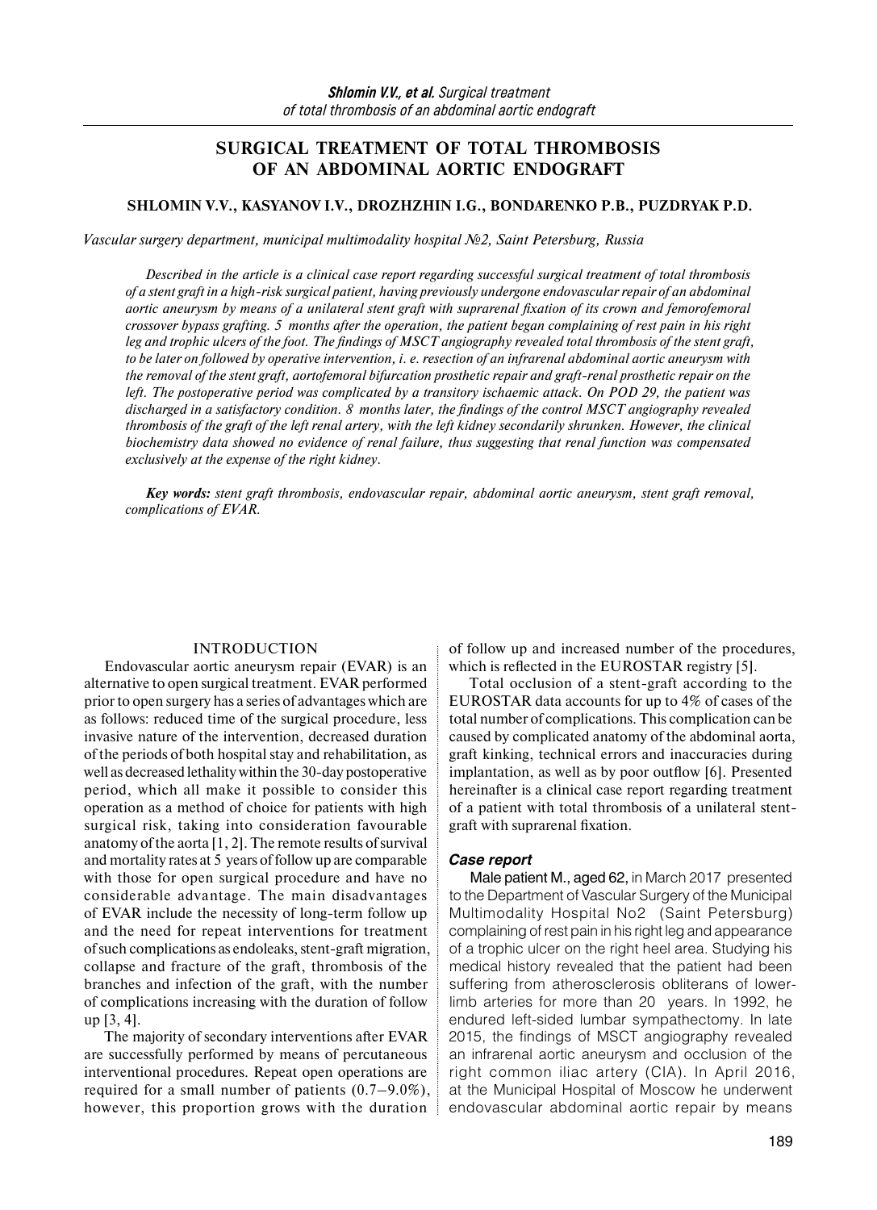# SURGICAL TREATMENT OF TOTAL THROMBOSIS OF AN ABDOMINAL AORTIC ENDOGRAFT

**SHLOMIN V.V., KASYANOV I.V., DROZHZHIN I.G., BONDARENKO P.B., PUZDRYAK P.D.**

*Vascular surgery department, municipal multimodality hospital №2, Saint Petersburg, Russia*

*Described in the article is a clinical case report regarding successful surgical treatment of total thrombosis of a stent graft in a high-risk surgical patient, having previously undergone endovascular repair of an abdominal aortic aneurysm by means of a unilateral stent graft with suprarenal fixation of its crown and femorofemoral crossover bypass grafting. 5 months after the operation, the patient began complaining of rest pain in his right leg and trophic ulcers of the foot. The findings of MSCT angiography revealed total thrombosis of the stent graft, to be later on followed by operative intervention, i. e. resection of an infrarenal abdominal aortic aneurysm with the removal of the stent graft, aortofemoral bifurcation prosthetic repair and graft-renal prosthetic repair on the left. The postoperative period was complicated by a transitory ischaemic attack. On POD 29, the patient was discharged in a satisfactory condition. 8 months later, the findings of the control MSCT angiography revealed thrombosis of the graft of the left renal artery, with the left kidney secondarily shrunken. However, the clinical biochemistry data showed no evidence of renal failure, thus suggesting that renal function was compensated exclusively at the expense of the right kidney.*

***Key words:*** *stent graft thrombosis, endovascular repair, abdominal aortic aneurysm, stent graft removal, complications of EVAR.*

## INTRODUCTION

Endovascular aortic aneurysm repair (EVAR) is an alternative to open surgical treatment. EVAR performed prior to open surgery has a series of advantages which are as follows: reduced time of the surgical procedure, less invasive nature of the intervention, decreased duration of the periods of both hospital stay and rehabilitation, as well as decreased lethality within the 30-day postoperative period, which all make it possible to consider this operation as a method of choice for patients with high surgical risk, taking into consideration favourable anatomy of the aorta [1, 2]. The remote results of survival and mortality rates at 5 years of follow up are comparable with those for open surgical procedure and have no considerable advantage. The main disadvantages of EVAR include the necessity of long-term follow up and the need for repeat interventions for treatment of such complications as endoleaks, stent-graft migration, collapse and fracture of the graft, thrombosis of the branches and infection of the graft, with the number of complications increasing with the duration of follow up [3, 4].

The majority of secondary interventions after EVAR are successfully performed by means of percutaneous interventional procedures. Repeat open operations are required for a small number of patients (0.7–9.0%), however, this proportion grows with the duration of follow up and increased number of the procedures, which is reflected in the EUROSTAR registry [5].

Total occlusion of a stent-graft according to the EUROSTAR data accounts for up to 4% of cases of the total number of complications. This complication can be caused by complicated anatomy of the abdominal aorta, graft kinking, technical errors and inaccuracies during implantation, as well as by poor outflow [6]. Presented hereinafter is a clinical case report regarding treatment of a patient with total thrombosis of a unilateral stent-graft with suprarenal fixation.

### *Case report*

Male patient M., aged 62, in March 2017 presented to the Department of Vascular Surgery of the Municipal Multimodality Hospital No2 (Saint Petersburg) complaining of rest pain in his right leg and appearance of a trophic ulcer on the right heel area. Studying his medical history revealed that the patient had been suffering from atherosclerosis obliterans of lower-limb arteries for more than 20 years. In 1992, he endured left-sided lumbar sympathectomy. In late 2015, the findings of MSCT angiography revealed an infrarenal aortic aneurysm and occlusion of the right common iliac artery (CIA). In April 2016, at the Municipal Hospital of Moscow he underwent endovascular abdominal aortic repair by means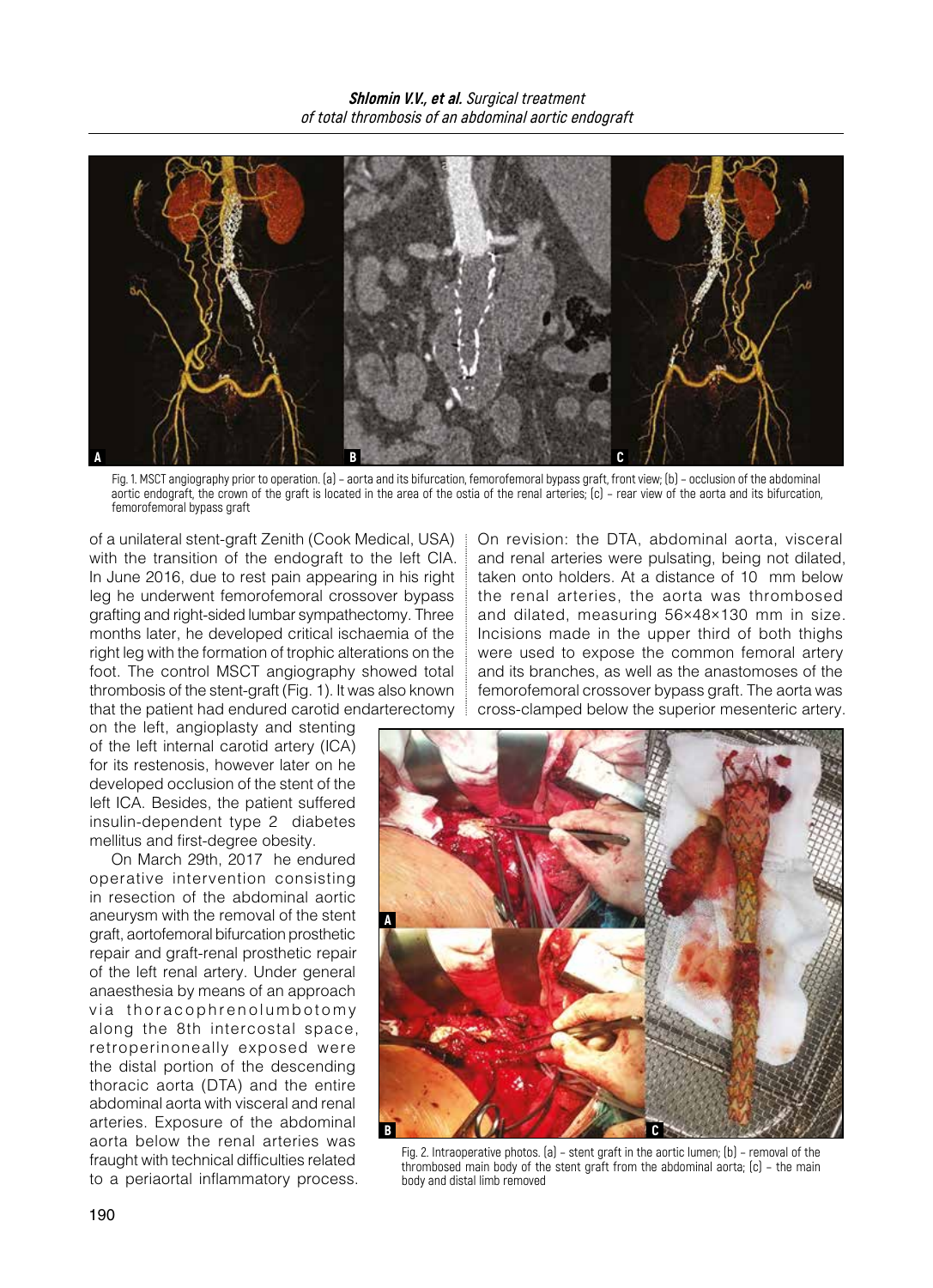Fig. 1. MSCT angiography prior to operation. (a) – aorta and its bifurcation, femorofemoral bypass graft, front view; (b) – occlusion of the abdominal aortic endograft, the crown of the graft is located in the area of the ostia of the renal arteries; (c) – rear view of the aorta and its bifurcation, femorofemoral bypass graft

of a unilateral stent-graft Zenith (Cook Medical, USA) with the transition of the endograft to the left CIA. In June 2016, due to rest pain appearing in his right leg he underwent femorofemoral crossover bypass grafting and right-sided lumbar sympathectomy. Three months later, he developed critical ischaemia of the right leg with the formation of trophic alterations on the foot. The control MSCT angiography showed total thrombosis of the stent-graft (Fig. 1). It was also known that the patient had endured carotid endarterectomy on the left, angioplasty and stenting of the left internal carotid artery (ICA) for its restenosis, however later on he developed occlusion of the stent of the left ICA. Besides, the patient suffered insulin-dependent type 2 diabetes mellitus and first-degree obesity.

On March 29th, 2017 he endured operative intervention consisting in resection of the abdominal aortic aneurysm with the removal of the stent graft, aortofemoral bifurcation prosthetic repair and graft-renal prosthetic repair of the left renal artery. Under general anaesthesia by means of an approach via thoracophrenolumbotomy along the 8th intercostal space, retroperinoneally exposed were the distal portion of the descending thoracic aorta (DTA) and the entire abdominal aorta with visceral and renal arteries. Exposure of the abdominal aorta below the renal arteries was fraught with technical difficulties related to a periaortal inflammatory process. On revision: the DTA, abdominal aorta, visceral and renal arteries were pulsating, being not dilated, taken onto holders. At a distance of 10 mm below the renal arteries, the aorta was thrombosed and dilated, measuring 56×48×130 mm in size. Incisions made in the upper third of both thighs were used to expose the common femoral artery and its branches, as well as the anastomoses of the femorofemoral crossover bypass graft. The aorta was cross-clamped below the superior mesenteric artery.

Fig. 2. Intraoperative photos. (a) – stent graft in the aortic lumen; (b) – removal of the thrombosed main body of the stent graft from the abdominal aorta; (c) – the main body and distal limb removed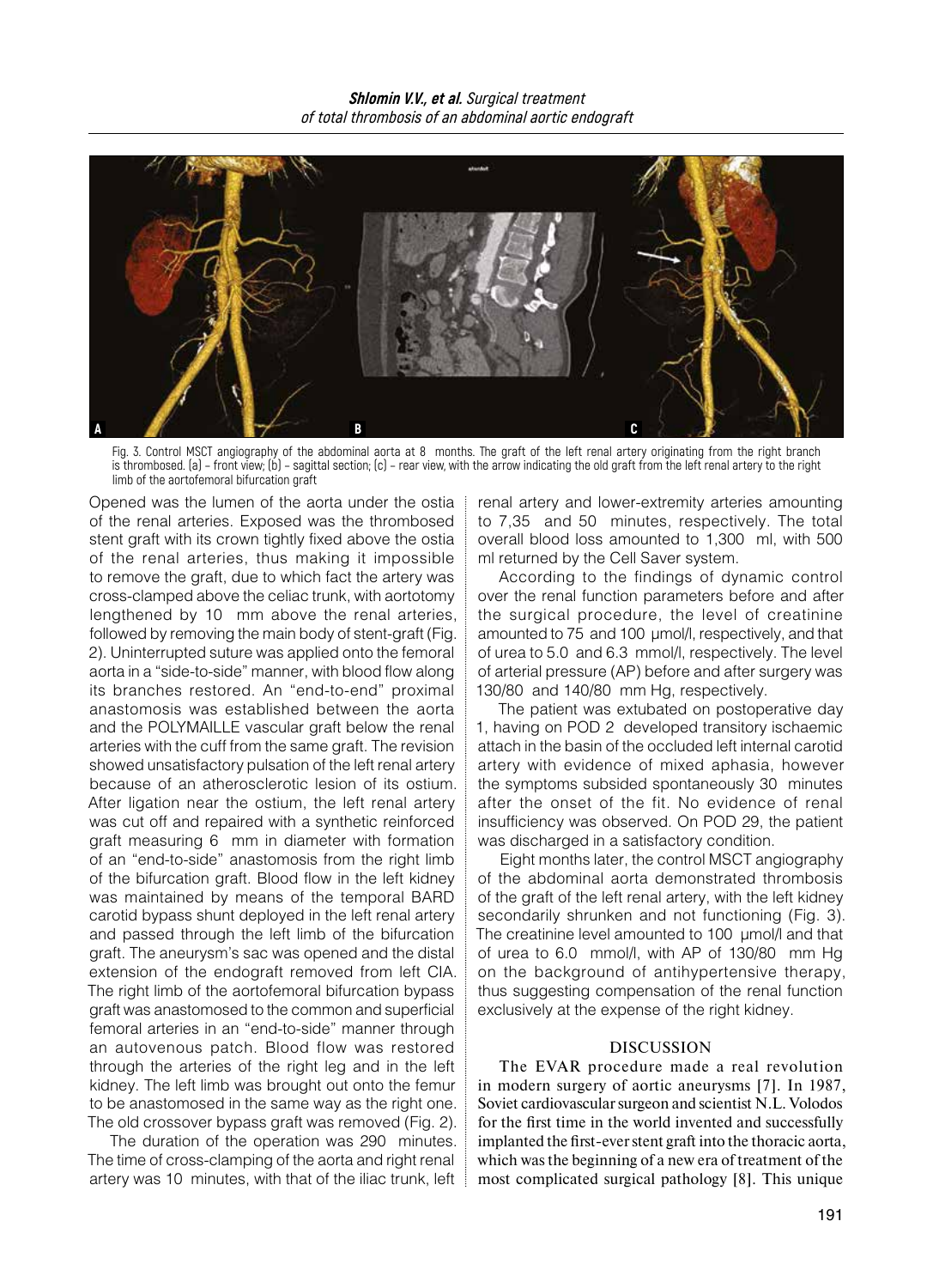Fig. 3. Control MSCT angiography of the abdominal aorta at 8 months. The graft of the left renal artery originating from the right branch is thrombosed. (a) – front view; (b) – sagittal section; (c) – rear view, with the arrow indicating the old graft from the left renal artery to the right limb of the aortofemoral bifurcation graft

Opened was the lumen of the aorta under the ostia of the renal arteries. Exposed was the thrombosed stent graft with its crown tightly fixed above the ostia of the renal arteries, thus making it impossible to remove the graft, due to which fact the artery was cross-clamped above the celiac trunk, with aortotomy lengthened by 10 mm above the renal arteries, followed by removing the main body of stent-graft (Fig. 2). Uninterrupted suture was applied onto the femoral aorta in a "side-to-side" manner, with blood flow along its branches restored. An "end-to-end" proximal anastomosis was established between the aorta and the POLYMAILLE vascular graft below the renal arteries with the cuff from the same graft. The revision showed unsatisfactory pulsation of the left renal artery because of an atherosclerotic lesion of its ostium. After ligation near the ostium, the left renal artery was cut off and repaired with a synthetic reinforced graft measuring 6 mm in diameter with formation of an "end-to-side" anastomosis from the right limb of the bifurcation graft. Blood flow in the left kidney was maintained by means of the temporal BARD carotid bypass shunt deployed in the left renal artery and passed through the left limb of the bifurcation graft. The aneurysm's sac was opened and the distal extension of the endograft removed from left CIA. The right limb of the aortofemoral bifurcation bypass graft was anastomosed to the common and superficial femoral arteries in an "end-to-side" manner through an autovenous patch. Blood flow was restored through the arteries of the right leg and in the left kidney. The left limb was brought out onto the femur to be anastomosed in the same way as the right one. The old crossover bypass graft was removed (Fig. 2).

The duration of the operation was 290 minutes. The time of cross-clamping of the aorta and right renal artery was 10 minutes, with that of the iliac trunk, left renal artery and lower-extremity arteries amounting to 7,35 and 50 minutes, respectively. The total overall blood loss amounted to 1,300 ml, with 500 ml returned by the Cell Saver system.

According to the findings of dynamic control over the renal function parameters before and after the surgical procedure, the level of creatinine amounted to 75 and 100 μmol/l, respectively, and that of urea to 5.0 and 6.3 mmol/l, respectively. The level of arterial pressure (AP) before and after surgery was 130/80 and 140/80 mm Hg, respectively.

The patient was extubated on postoperative day 1, having on POD 2 developed transitory ischaemic attach in the basin of the occluded left internal carotid artery with evidence of mixed aphasia, however the symptoms subsided spontaneously 30 minutes after the onset of the fit. No evidence of renal insufficiency was observed. On POD 29, the patient was discharged in a satisfactory condition.

Eight months later, the control MSCT angiography of the abdominal aorta demonstrated thrombosis of the graft of the left renal artery, with the left kidney secondarily shrunken and not functioning (Fig. 3). The creatinine level amounted to 100 μmol/l and that of urea to 6.0 mmol/l, with AP of 130/80 mm Hg on the background of antihypertensive therapy, thus suggesting compensation of the renal function exclusively at the expense of the right kidney.

## DISCUSSION

The EVAR procedure made a real revolution in modern surgery of aortic aneurysms [7]. In 1987, Soviet cardiovascular surgeon and scientist N.L. Volodos for the first time in the world invented and successfully implanted the first-ever stent graft into the thoracic aorta, which was the beginning of a new era of treatment of the most complicated surgical pathology [8]. This unique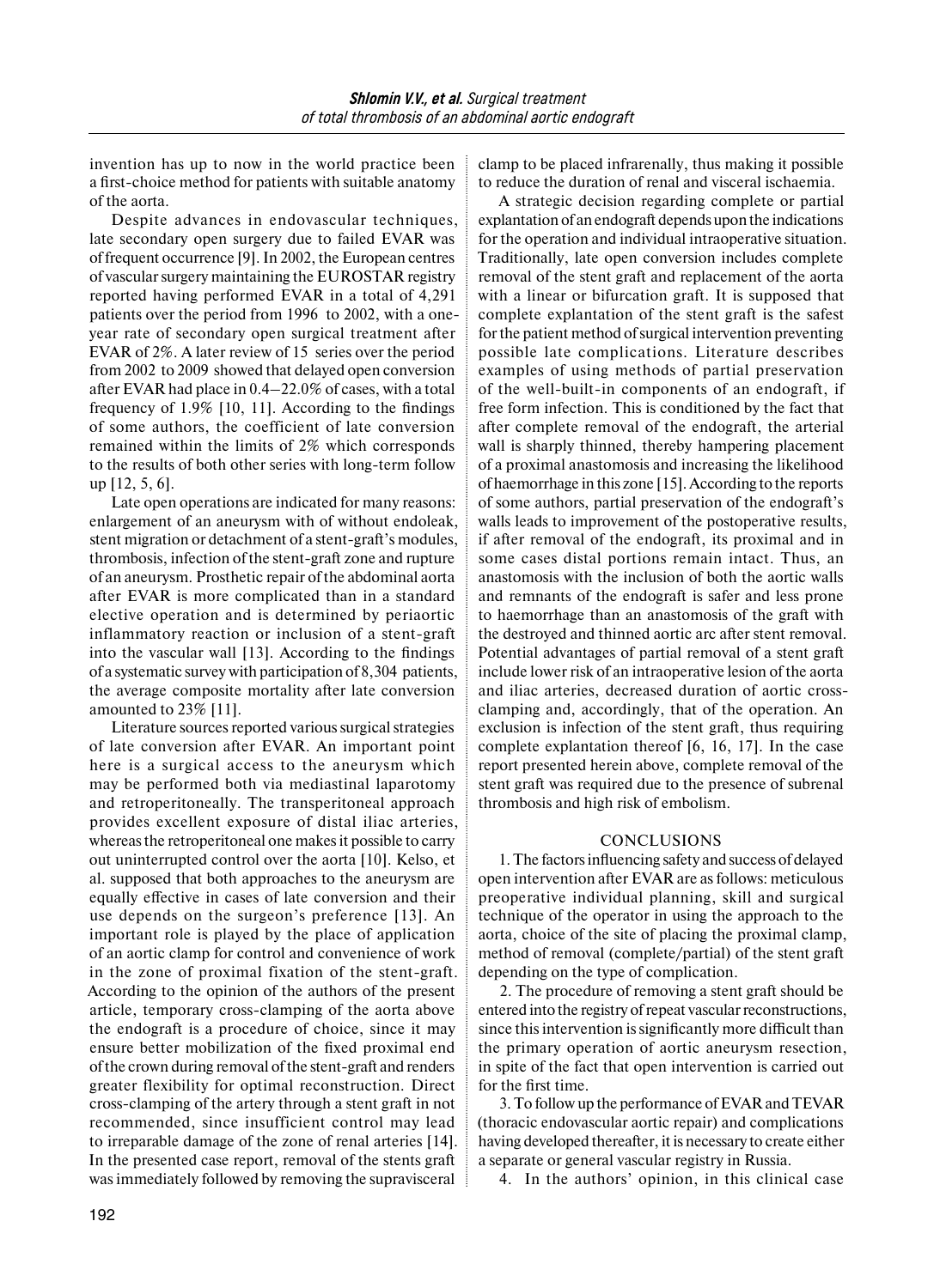invention has up to now in the world practice been a first-choice method for patients with suitable anatomy of the aorta.

Despite advances in endovascular techniques, late secondary open surgery due to failed EVAR was of frequent occurrence [9]. In 2002, the European centres of vascular surgery maintaining the EUROSTAR registry reported having performed EVAR in a total of 4,291 patients over the period from 1996 to 2002, with a one-year rate of secondary open surgical treatment after EVAR of 2%. A later review of 15 series over the period from 2002 to 2009 showed that delayed open conversion after EVAR had place in 0.4–22.0% of cases, with a total frequency of 1.9% [10, 11]. According to the findings of some authors, the coefficient of late conversion remained within the limits of 2% which corresponds to the results of both other series with long-term follow up [12, 5, 6].

Late open operations are indicated for many reasons: enlargement of an aneurysm with of without endoleak, stent migration or detachment of a stent-graft's modules, thrombosis, infection of the stent-graft zone and rupture of an aneurysm. Prosthetic repair of the abdominal aorta after EVAR is more complicated than in a standard elective operation and is determined by periaortic inflammatory reaction or inclusion of a stent-graft into the vascular wall [13]. According to the findings of a systematic survey with participation of 8,304 patients, the average composite mortality after late conversion amounted to 23% [11].

Literature sources reported various surgical strategies of late conversion after EVAR. An important point here is a surgical access to the aneurysm which may be performed both via mediastinal laparotomy and retroperitoneally. The transperitoneal approach provides excellent exposure of distal iliac arteries, whereas the retroperitoneal one makes it possible to carry out uninterrupted control over the aorta [10]. Kelso, et al. supposed that both approaches to the aneurysm are equally effective in cases of late conversion and their use depends on the surgeon's preference [13]. An important role is played by the place of application of an aortic clamp for control and convenience of work in the zone of proximal fixation of the stent-graft. According to the opinion of the authors of the present article, temporary cross-clamping of the aorta above the endograft is a procedure of choice, since it may ensure better mobilization of the fixed proximal end of the crown during removal of the stent-graft and renders greater flexibility for optimal reconstruction. Direct cross-clamping of the artery through a stent graft in not recommended, since insufficient control may lead to irreparable damage of the zone of renal arteries [14]. In the presented case report, removal of the stents graft was immediately followed by removing the supravisceral clamp to be placed infrarenally, thus making it possible to reduce the duration of renal and visceral ischaemia.

A strategic decision regarding complete or partial explantation of an endograft depends upon the indications for the operation and individual intraoperative situation. Traditionally, late open conversion includes complete removal of the stent graft and replacement of the aorta with a linear or bifurcation graft. It is supposed that complete explantation of the stent graft is the safest for the patient method of surgical intervention preventing possible late complications. Literature describes examples of using methods of partial preservation of the well-built-in components of an endograft, if free form infection. This is conditioned by the fact that after complete removal of the endograft, the arterial wall is sharply thinned, thereby hampering placement of a proximal anastomosis and increasing the likelihood of haemorrhage in this zone [15]. According to the reports of some authors, partial preservation of the endograft's walls leads to improvement of the postoperative results, if after removal of the endograft, its proximal and in some cases distal portions remain intact. Thus, an anastomosis with the inclusion of both the aortic walls and remnants of the endograft is safer and less prone to haemorrhage than an anastomosis of the graft with the destroyed and thinned aortic arc after stent removal. Potential advantages of partial removal of a stent graft include lower risk of an intraoperative lesion of the aorta and iliac arteries, decreased duration of aortic cross-clamping and, accordingly, that of the operation. An exclusion is infection of the stent graft, thus requiring complete explantation thereof [6, 16, 17]. In the case report presented herein above, complete removal of the stent graft was required due to the presence of subrenal thrombosis and high risk of embolism.

## CONCLUSIONS

1. The factors influencing safety and success of delayed open intervention after EVAR are as follows: meticulous preoperative individual planning, skill and surgical technique of the operator in using the approach to the aorta, choice of the site of placing the proximal clamp, method of removal (complete/partial) of the stent graft depending on the type of complication.

2. The procedure of removing a stent graft should be entered into the registry of repeat vascular reconstructions, since this intervention is significantly more difficult than the primary operation of aortic aneurysm resection, in spite of the fact that open intervention is carried out for the first time.

3. To follow up the performance of EVAR and TEVAR (thoracic endovascular aortic repair) and complications having developed thereafter, it is necessary to create either a separate or general vascular registry in Russia.

4. In the authors' opinion, in this clinical case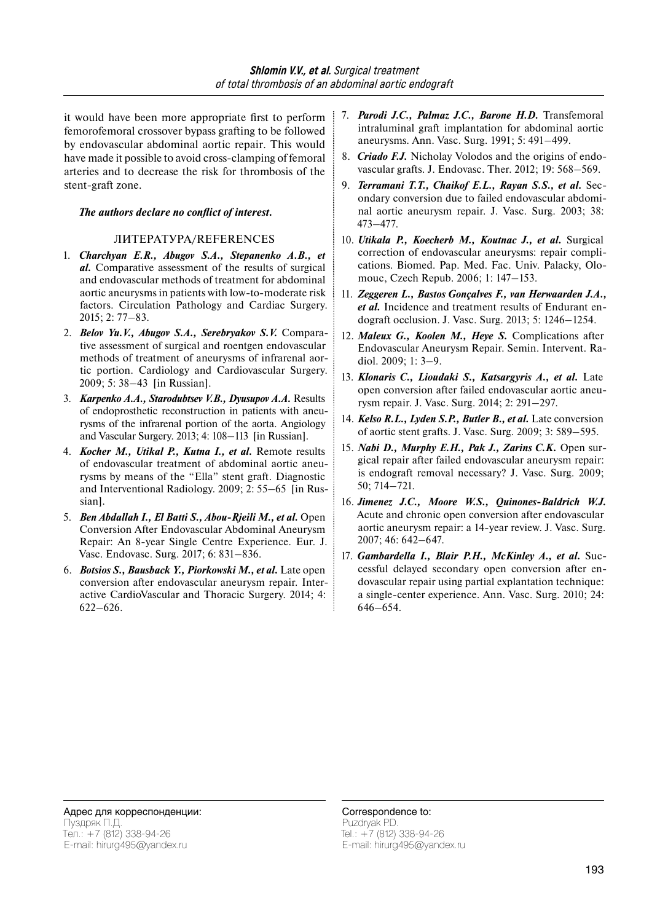it would have been more appropriate first to perform femorofemoral crossover bypass grafting to be followed by endovascular abdominal aortic repair. This would have made it possible to avoid cross-clamping of femoral arteries and to decrease the risk for thrombosis of the stent-graft zone.

***The authors declare no conflict of interest.***

## ЛИТЕРАТУРА/REFERENCES

1. ***Charchyan E.R., Abugov S.A., Stepanenko A.B., et al.*** Comparative assessment of the results of surgical and endovascular methods of treatment for abdominal aortic aneurysms in patients with low-to-moderate risk factors. Circulation Pathology and Cardiac Surgery. 2015; 2: 77–83.
2. ***Belov Yu.V., Abugov S.A., Serebryakov S.V.*** Comparative assessment of surgical and roentgen endovascular methods of treatment of aneurysms of infrarenal aortic portion. Cardiology and Cardiovascular Surgery. 2009; 5: 38–43 [in Russian].
3. ***Karpenko A.A., Starodubtsev V.B., Dyusupov A.A.*** Results of endoprosthetic reconstruction in patients with aneurysms of the infrarenal portion of the aorta. Angiology and Vascular Surgery. 2013; 4: 108–113 [in Russian].
4. ***Kocher M., Utikal P., Kutna I., et al.*** Remote results of endovascular treatment of abdominal aortic aneurysms by means of the "Ella" stent graft. Diagnostic and Interventional Radiology. 2009; 2: 55–65 [in Russian].
5. ***Ben Abdallah I., El Batti S., Abou-Rjeili M., et al.*** Open Conversion After Endovascular Abdominal Aneurysm Repair: An 8-year Single Centre Experience. Eur. J. Vasc. Endovasc. Surg. 2017; 6: 831–836.
6. ***Botsios S., Bausback Y., Piorkowski M., et al.*** Late open conversion after endovascular aneurysm repair. Interactive CardioVascular and Thoracic Surgery. 2014; 4: 622–626.
7. ***Parodi J.C., Palmaz J.C., Barone H.D.*** Transfemoral intraluminal graft implantation for abdominal aortic aneurysms. Ann. Vasc. Surg. 1991; 5: 491–499.
8. ***Criado F.J.*** Nicholay Volodos and the origins of endovascular grafts. J. Endovasc. Ther. 2012; 19: 568–569.
9. ***Terramani T.T., Chaikof E.L., Rayan S.S., et al.*** Secondary conversion due to failed endovascular abdominal aortic aneurysm repair. J. Vasc. Surg. 2003; 38: 473–477.
10. ***Utikala P., Koecherb M., Koutnac J., et al.*** Surgical correction of endovascular aneurysms: repair complications. Biomed. Pap. Med. Fac. Univ. Palacky, Olomouc, Czech Repub. 2006; 1: 147–153.
11. ***Zeggeren L., Bastos Gonçalves F., van Herwaarden J.A., et al.*** Incidence and treatment results of Endurant endograft occlusion. J. Vasc. Surg. 2013; 5: 1246–1254.
12. ***Maleux G., Koolen M., Heye S.*** Complications after Endovascular Aneurysm Repair. Semin. Intervent. Radiol. 2009; 1: 3–9.
13. ***Klonaris C., Lioudaki S., Katsargyris A., et al.*** Late open conversion after failed endovascular aortic aneurysm repair. J. Vasc. Surg. 2014; 2: 291–297.
14. ***Kelso R.L., Lyden S.P., Butler B., et al.*** Late conversion of aortic stent grafts. J. Vasc. Surg. 2009; 3: 589–595.
15. ***Nabi D., Murphy E.H., Pak J., Zarins C.K.*** Open surgical repair after failed endovascular aneurysm repair: is endograft removal necessary? J. Vasc. Surg. 2009; 50; 714–721.
16. ***Jimenez J.C., Moore W.S., Quinones-Baldrich W.J.*** Acute and chronic open conversion after endovascular aortic aneurysm repair: a 14-year review. J. Vasc. Surg. 2007; 46: 642–647.
17. ***Gambardella I., Blair P.H., McKinley A., et al.*** Successful delayed secondary open conversion after endovascular repair using partial explantation technique: a single-center experience. Ann. Vasc. Surg. 2010; 24: 646–654.

Адрес для корреспонденции:
Пуздряк П.Д.
Тел.: +7 (812) 338-94-26
E-mail: hirurg495@yandex.ru

Correspondence to:
Puzdryak P.D.
Tel.: +7 (812) 338-94-26
E-mail: hirurg495@yandex.ru